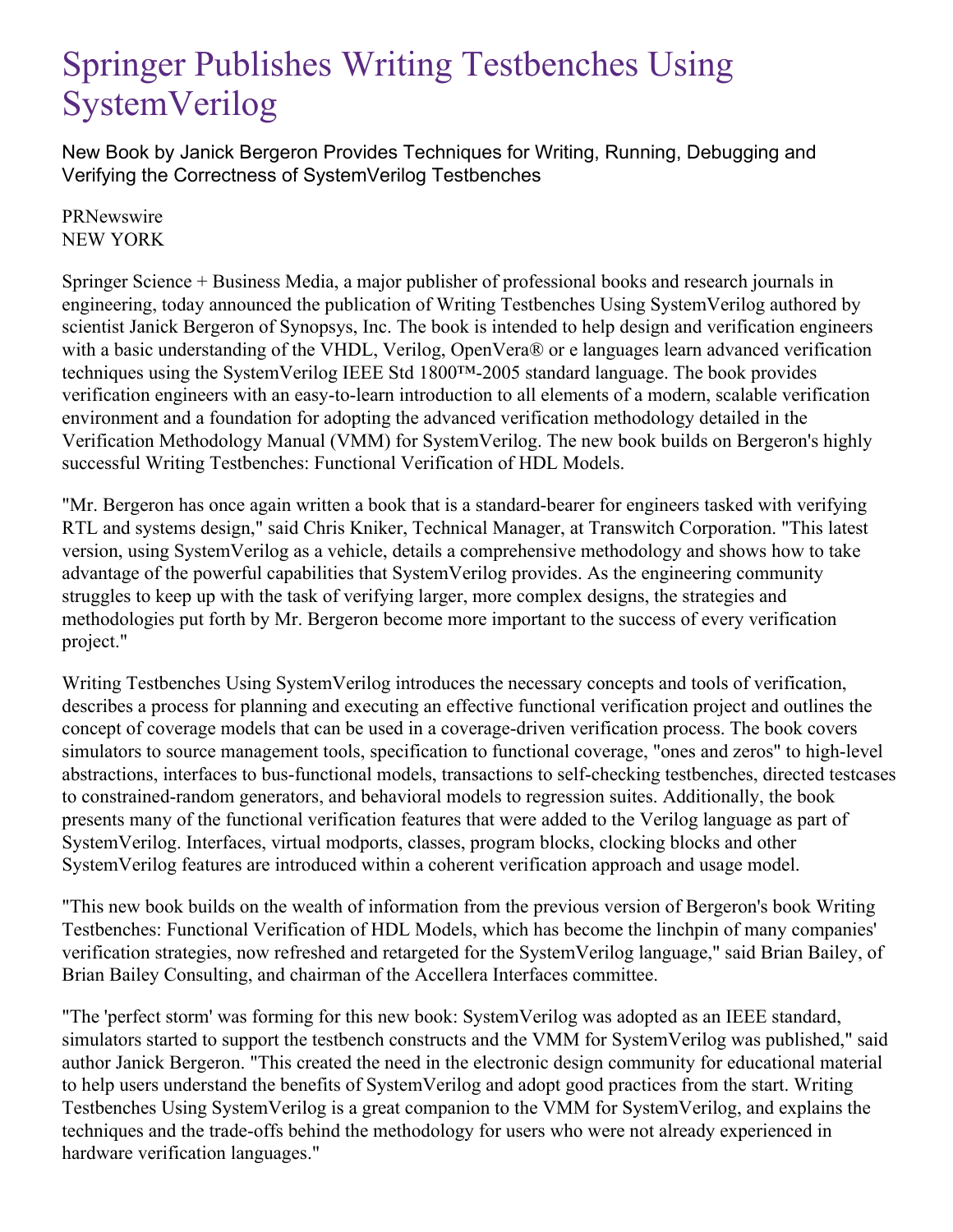# Springer Publishes Writing Testbenches Using SystemVerilog

New Book by Janick Bergeron Provides Techniques for Writing, Running, Debugging and Verifying the Correctness of SystemVerilog Testbenches

PRNewswire
NEW YORK

Springer Science + Business Media, a major publisher of professional books and research journals in engineering, today announced the publication of Writing Testbenches Using SystemVerilog authored by scientist Janick Bergeron of Synopsys, Inc. The book is intended to help design and verification engineers with a basic understanding of the VHDL, Verilog, OpenVera® or e languages learn advanced verification techniques using the SystemVerilog IEEE Std 1800™-2005 standard language. The book provides verification engineers with an easy-to-learn introduction to all elements of a modern, scalable verification environment and a foundation for adopting the advanced verification methodology detailed in the Verification Methodology Manual (VMM) for SystemVerilog. The new book builds on Bergeron's highly successful Writing Testbenches: Functional Verification of HDL Models.

"Mr. Bergeron has once again written a book that is a standard-bearer for engineers tasked with verifying RTL and systems design," said Chris Kniker, Technical Manager, at Transwitch Corporation. "This latest version, using SystemVerilog as a vehicle, details a comprehensive methodology and shows how to take advantage of the powerful capabilities that SystemVerilog provides. As the engineering community struggles to keep up with the task of verifying larger, more complex designs, the strategies and methodologies put forth by Mr. Bergeron become more important to the success of every verification project."

Writing Testbenches Using SystemVerilog introduces the necessary concepts and tools of verification, describes a process for planning and executing an effective functional verification project and outlines the concept of coverage models that can be used in a coverage-driven verification process. The book covers simulators to source management tools, specification to functional coverage, "ones and zeros" to high-level abstractions, interfaces to bus-functional models, transactions to self-checking testbenches, directed testcases to constrained-random generators, and behavioral models to regression suites. Additionally, the book presents many of the functional verification features that were added to the Verilog language as part of SystemVerilog. Interfaces, virtual modports, classes, program blocks, clocking blocks and other SystemVerilog features are introduced within a coherent verification approach and usage model.

"This new book builds on the wealth of information from the previous version of Bergeron's book Writing Testbenches: Functional Verification of HDL Models, which has become the linchpin of many companies' verification strategies, now refreshed and retargeted for the SystemVerilog language," said Brian Bailey, of Brian Bailey Consulting, and chairman of the Accellera Interfaces committee.

"The 'perfect storm' was forming for this new book: SystemVerilog was adopted as an IEEE standard, simulators started to support the testbench constructs and the VMM for SystemVerilog was published," said author Janick Bergeron. "This created the need in the electronic design community for educational material to help users understand the benefits of SystemVerilog and adopt good practices from the start. Writing Testbenches Using SystemVerilog is a great companion to the VMM for SystemVerilog, and explains the techniques and the trade-offs behind the methodology for users who were not already experienced in hardware verification languages."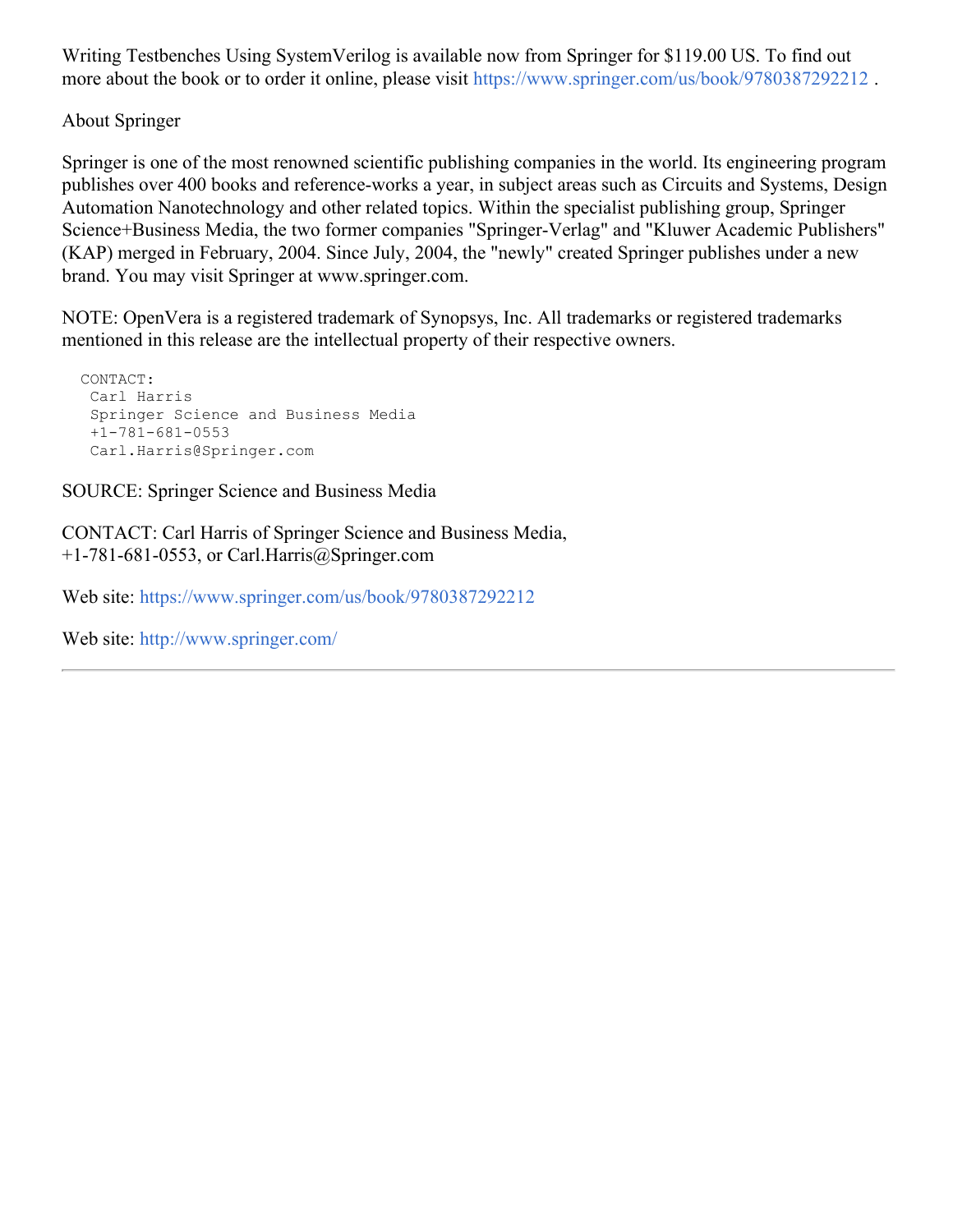Writing Testbenches Using SystemVerilog is available now from Springer for $119.00 US. To find out more about the book or to order it online, please visit https://www.springer.com/us/book/9780387292212 .

About Springer

Springer is one of the most renowned scientific publishing companies in the world. Its engineering program publishes over 400 books and reference-works a year, in subject areas such as Circuits and Systems, Design Automation Nanotechnology and other related topics. Within the specialist publishing group, Springer Science+Business Media, the two former companies "Springer-Verlag" and "Kluwer Academic Publishers" (KAP) merged in February, 2004. Since July, 2004, the "newly" created Springer publishes under a new brand. You may visit Springer at www.springer.com.

NOTE: OpenVera is a registered trademark of Synopsys, Inc. All trademarks or registered trademarks mentioned in this release are the intellectual property of their respective owners.

```
CONTACT:
 Carl Harris
 Springer Science and Business Media
 +1-781-681-0553
 Carl.Harris@Springer.com
```

SOURCE: Springer Science and Business Media

CONTACT: Carl Harris of Springer Science and Business Media, +1-781-681-0553, or Carl.Harris@Springer.com

Web site: https://www.springer.com/us/book/9780387292212

Web site: http://www.springer.com/

---